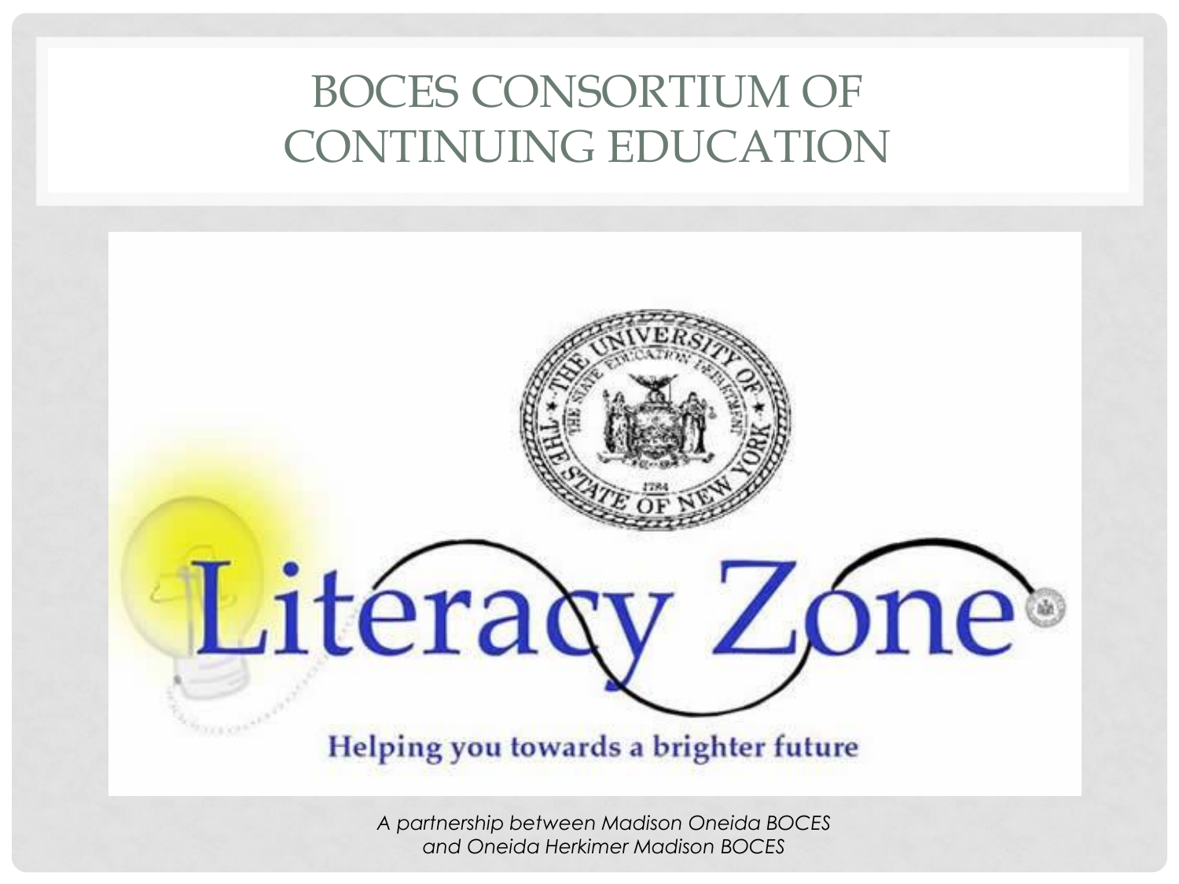# BOCES CONSORTIUM OF CONTINUING EDUCATION

Literacy Zone

Helping you towards a brighter future

*A partnership between Madison Oneida BOCES and Oneida Herkimer Madison BOCES*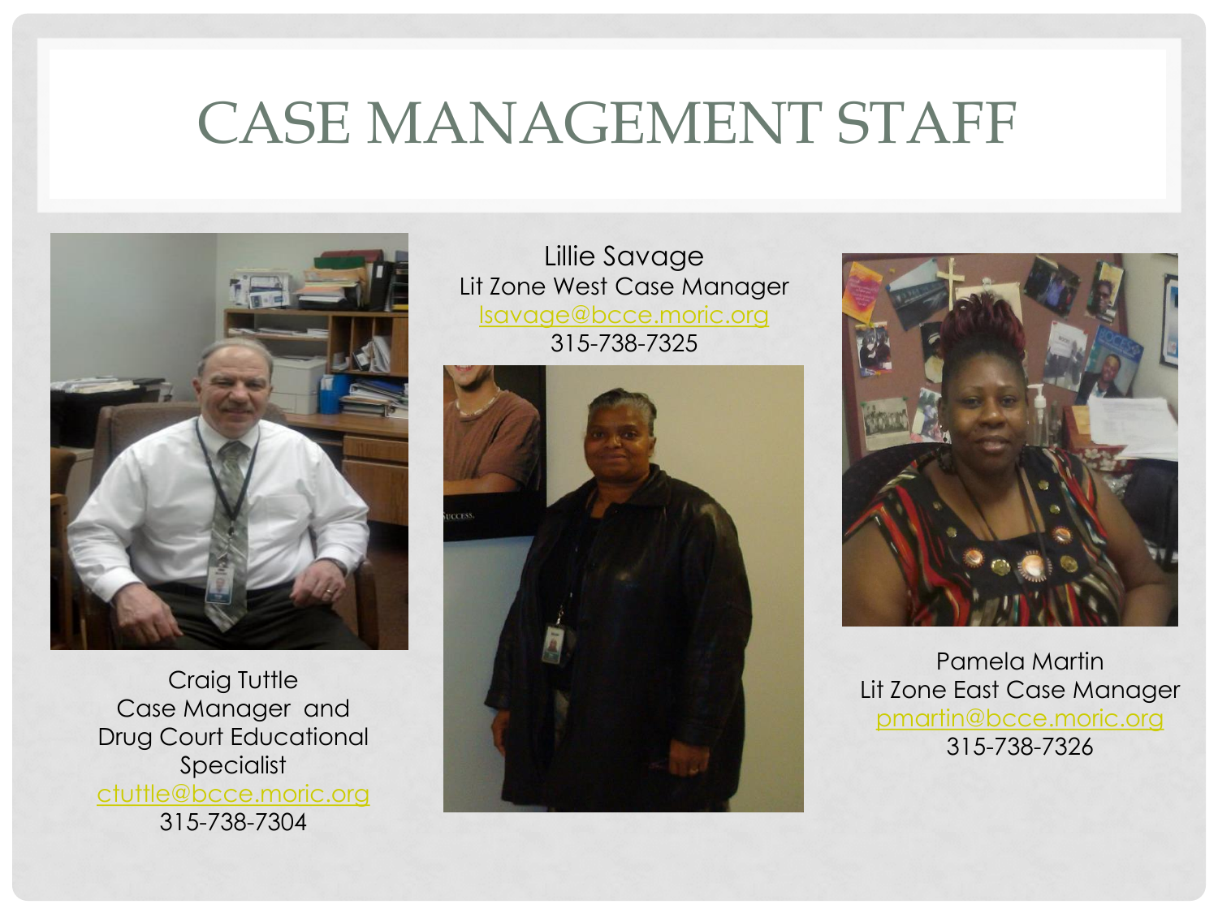# CASE MANAGEMENT STAFF

Craig Tuttle
Case Manager and
Drug Court Educational
Specialist
ctuttle@bcce.moric.org
315-738-7304

Lillie Savage
Lit Zone West Case Manager
lsavage@bcce.moric.org
315-738-7325

Pamela Martin
Lit Zone East Case Manager
pmartin@bcce.moric.org
315-738-7326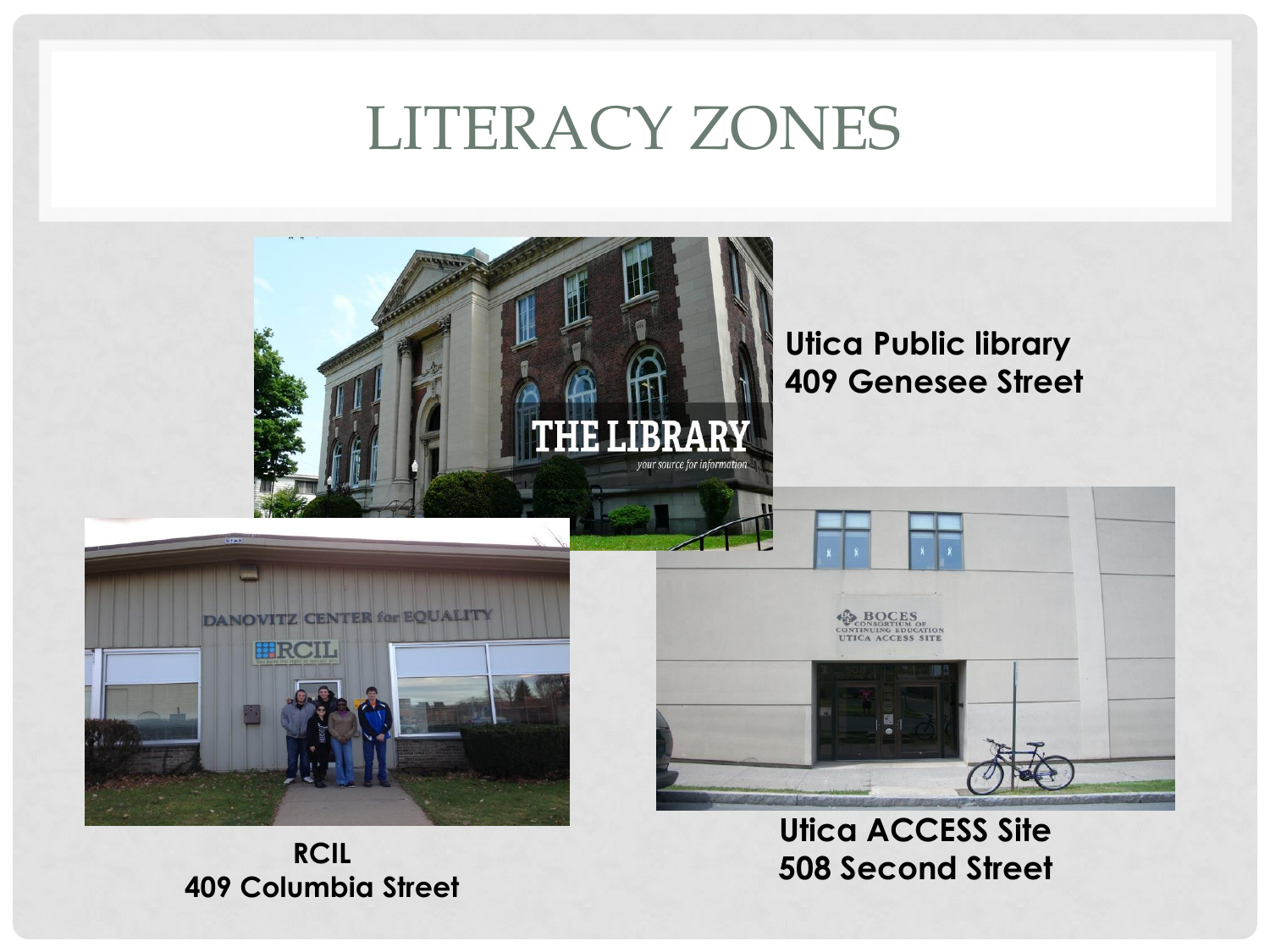# LITERACY ZONES

**Utica Public library**
**409 Genesee Street**

**RCIL**
**409 Columbia Street**

**Utica ACCESS Site**
**508 Second Street**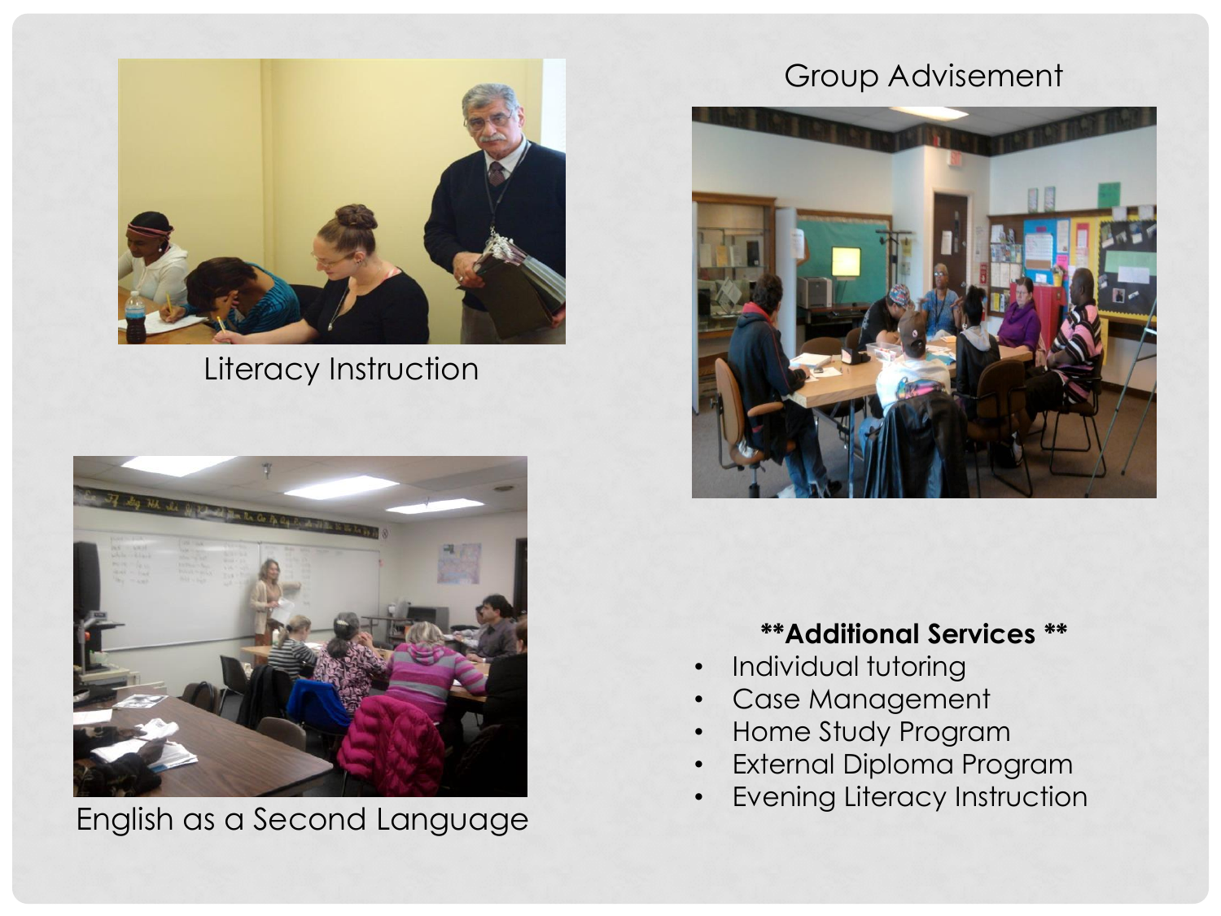Group Advisement

Literacy Instruction

English as a Second Language

**Additional Services**

- Individual tutoring
- Case Management
- Home Study Program
- External Diploma Program
- Evening Literacy Instruction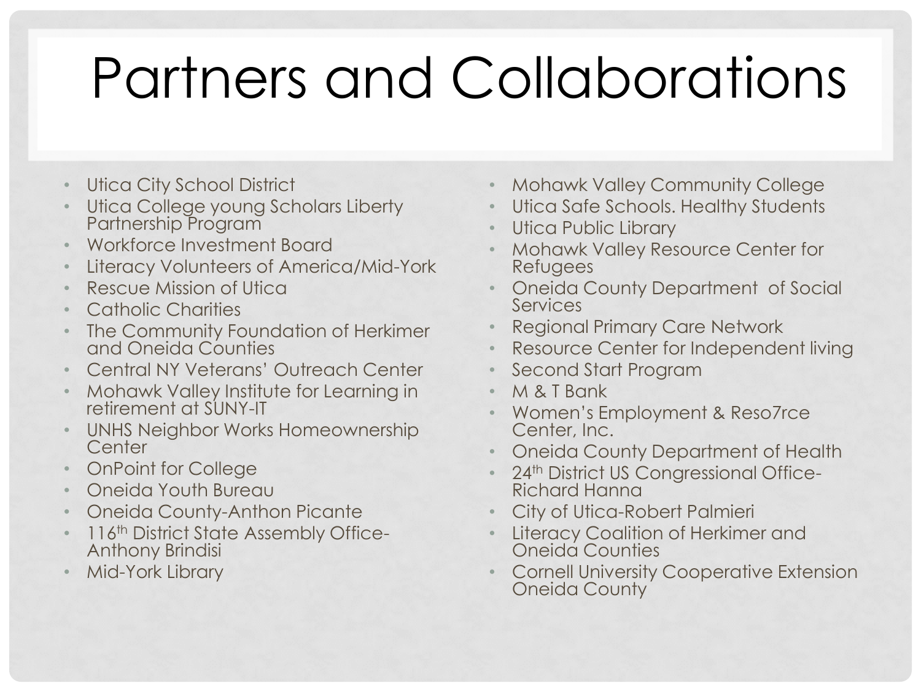# Partners and Collaborations

- Utica City School District
- Utica College young Scholars Liberty Partnership Program
- Workforce Investment Board
- Literacy Volunteers of America/Mid-York
- Rescue Mission of Utica
- Catholic Charities
- The Community Foundation of Herkimer and Oneida Counties
- Central NY Veterans' Outreach Center
- Mohawk Valley Institute for Learning in retirement at SUNY-IT
- UNHS Neighbor Works Homeownership Center
- OnPoint for College
- Oneida Youth Bureau
- Oneida County-Anthon Picante
- 116th District State Assembly Office-Anthony Brindisi
- Mid-York Library
- Mohawk Valley Community College
- Utica Safe Schools. Healthy Students
- Utica Public Library
- Mohawk Valley Resource Center for Refugees
- Oneida County Department of Social Services
- Regional Primary Care Network
- Resource Center for Independent living
- Second Start Program
- M & T Bank
- Women's Employment & Reso7rce Center, Inc.
- Oneida County Department of Health
- 24th District US Congressional Office-Richard Hanna
- City of Utica-Robert Palmieri
- Literacy Coalition of Herkimer and Oneida Counties
- Cornell University Cooperative Extension Oneida County